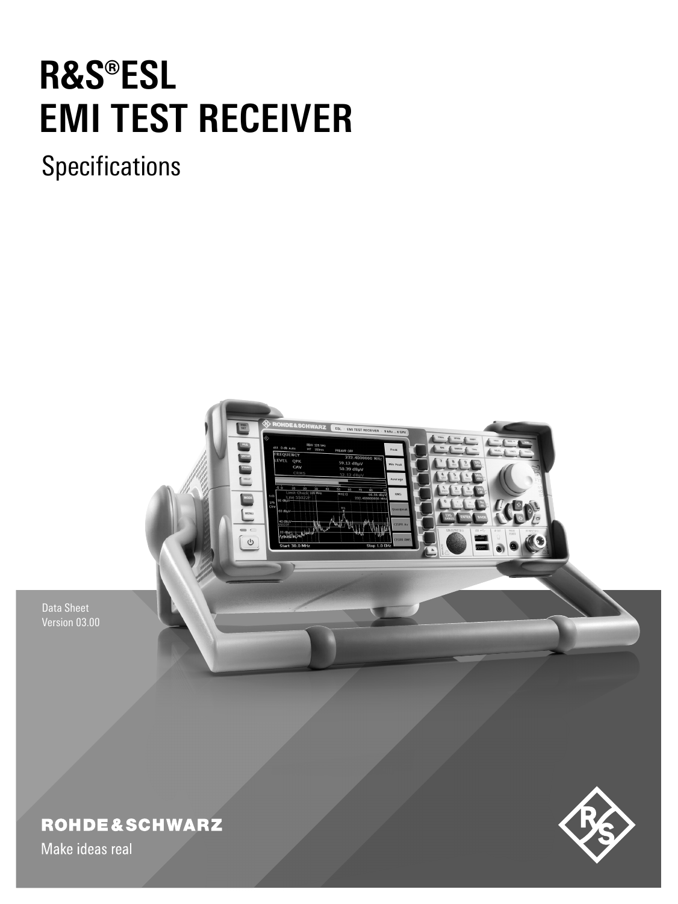# R&S®ESL EMI TEST RECEIVER

## Specifications

Data Sheet
Version 03.00

ROHDE&SCHWARZ

Make ideas real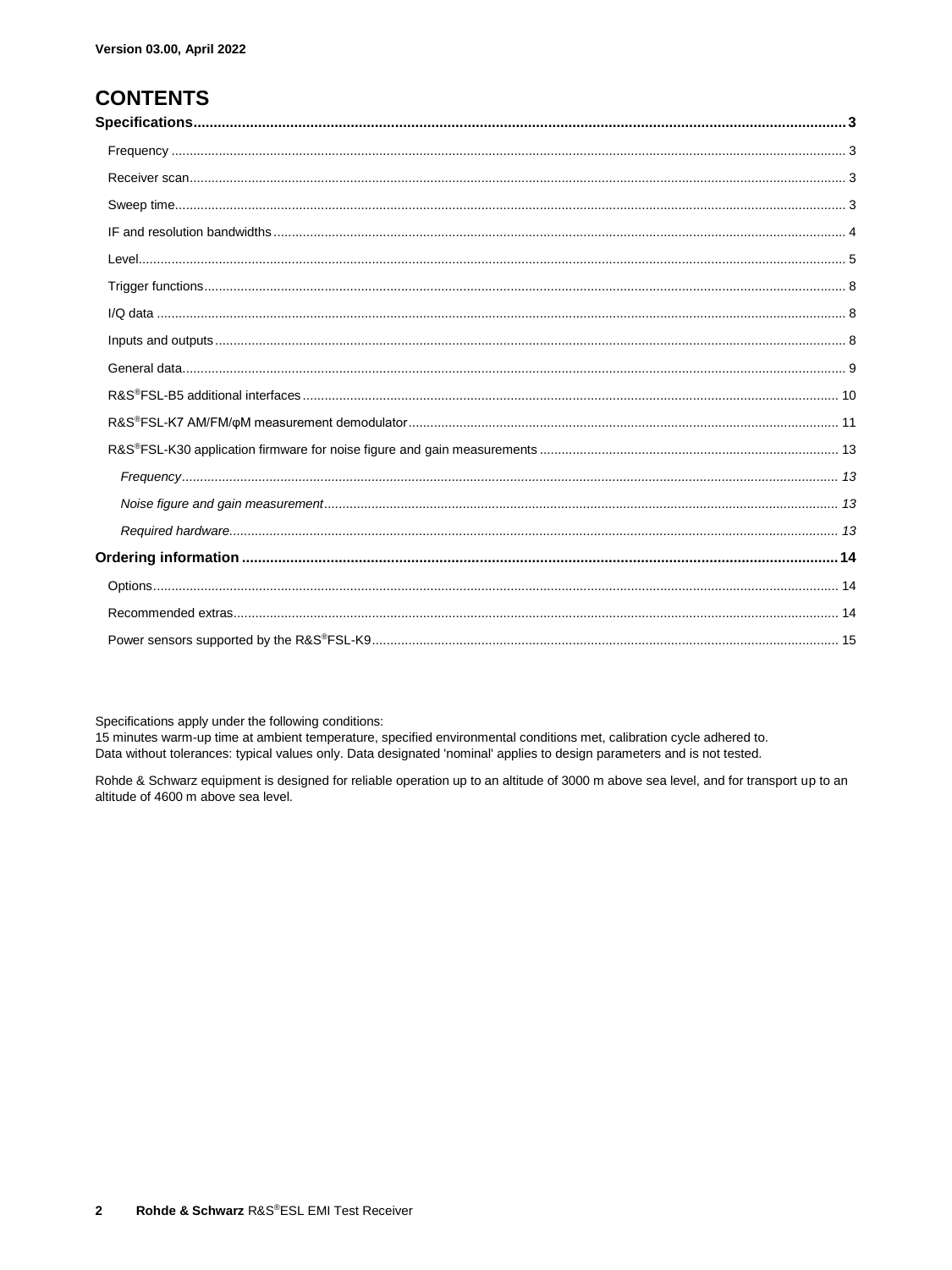Version 03.00, April 2022

# CONTENTS

**Specifications** ..... **3**

- Frequency ..... 3
- Receiver scan ..... 3
- Sweep time ..... 3
- IF and resolution bandwidths ..... 4
- Level ..... 5
- Trigger functions ..... 8
- I/Q data ..... 8
- Inputs and outputs ..... 8
- General data ..... 9
- R&S®FSL-B5 additional interfaces ..... 10
- R&S®FSL-K7 AM/FM/φM measurement demodulator ..... 11
- R&S®FSL-K30 application firmware for noise figure and gain measurements ..... 13
  - *Frequency* ..... *13*
  - *Noise figure and gain measurement* ..... *13*
  - *Required hardware* ..... *13*

**Ordering information** ..... **14**

- Options ..... 14
- Recommended extras ..... 14
- Power sensors supported by the R&S®FSL-K9 ..... 15

Specifications apply under the following conditions:
15 minutes warm-up time at ambient temperature, specified environmental conditions met, calibration cycle adhered to.
Data without tolerances: typical values only. Data designated 'nominal' applies to design parameters and is not tested.

Rohde & Schwarz equipment is designed for reliable operation up to an altitude of 3000 m above sea level, and for transport up to an altitude of 4600 m above sea level.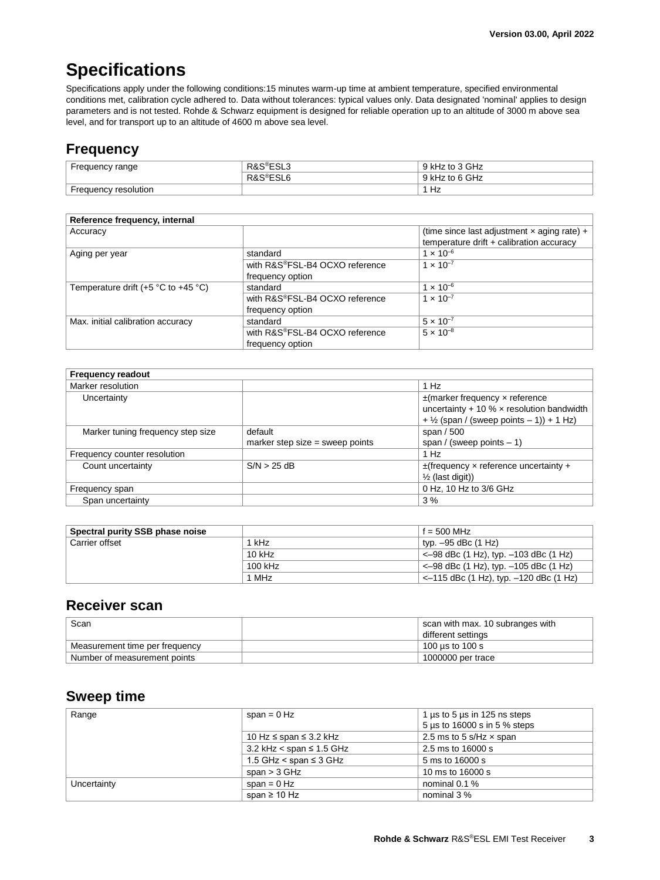# Specifications

Specifications apply under the following conditions:15 minutes warm-up time at ambient temperature, specified environmental conditions met, calibration cycle adhered to. Data without tolerances: typical values only. Data designated 'nominal' applies to design parameters and is not tested. Rohde & Schwarz equipment is designed for reliable operation up to an altitude of 3000 m above sea level, and for transport up to an altitude of 4600 m above sea level.

## Frequency

| Frequency range | R&S®ESL3 | 9 kHz to 3 GHz |
|---|---|---|
| | R&S®ESL6 | 9 kHz to 6 GHz |
| Frequency resolution | | 1 Hz |

| **Reference frequency, internal** | | |
|---|---|---|
| Accuracy | | (time since last adjustment × aging rate) + temperature drift + calibration accuracy |
| Aging per year | standard | $1 \times 10^{-6}$ |
| | with R&S®FSL-B4 OCXO reference frequency option | $1 \times 10^{-7}$ |
| Temperature drift (+5 °C to +45 °C) | standard | $1 \times 10^{-6}$ |
| | with R&S®FSL-B4 OCXO reference frequency option | $1 \times 10^{-7}$ |
| Max. initial calibration accuracy | standard | $5 \times 10^{-7}$ |
| | with R&S®FSL-B4 OCXO reference frequency option | $5 \times 10^{-8}$ |

| **Frequency readout** | | |
|---|---|---|
| Marker resolution | | 1 Hz |
| Uncertainty | | ±(marker frequency × reference uncertainty + 10 % × resolution bandwidth + ½ (span / (sweep points – 1)) + 1 Hz) |
| Marker tuning frequency step size | default | span / 500 |
| | marker step size = sweep points | span / (sweep points – 1) |
| Frequency counter resolution | | 1 Hz |
| Count uncertainty | S/N > 25 dB | ±(frequency × reference uncertainty + ½ (last digit)) |
| Frequency span | | 0 Hz, 10 Hz to 3/6 GHz |
| Span uncertainty | | 3 % |

| **Spectral purity SSB phase noise** | | f = 500 MHz |
|---|---|---|
| Carrier offset | 1 kHz | typ. –95 dBc (1 Hz) |
| | 10 kHz | <–98 dBc (1 Hz), typ. –103 dBc (1 Hz) |
| | 100 kHz | <–98 dBc (1 Hz), typ. –105 dBc (1 Hz) |
| | 1 MHz | <–115 dBc (1 Hz), typ. –120 dBc (1 Hz) |

## Receiver scan

| Scan | | scan with max. 10 subranges with different settings |
|---|---|---|
| Measurement time per frequency | | 100 µs to 100 s |
| Number of measurement points | | 1000000 per trace |

## Sweep time

| Range | span = 0 Hz | 1 µs to 5 µs in 125 ns steps<br>5 µs to 16000 s in 5 % steps |
|---|---|---|
| | 10 Hz ≤ span ≤ 3.2 kHz | 2.5 ms to 5 s/Hz × span |
| | 3.2 kHz < span ≤ 1.5 GHz | 2.5 ms to 16000 s |
| | 1.5 GHz < span ≤ 3 GHz | 5 ms to 16000 s |
| | span > 3 GHz | 10 ms to 16000 s |
| Uncertainty | span = 0 Hz | nominal 0.1 % |
| | span ≥ 10 Hz | nominal 3 % |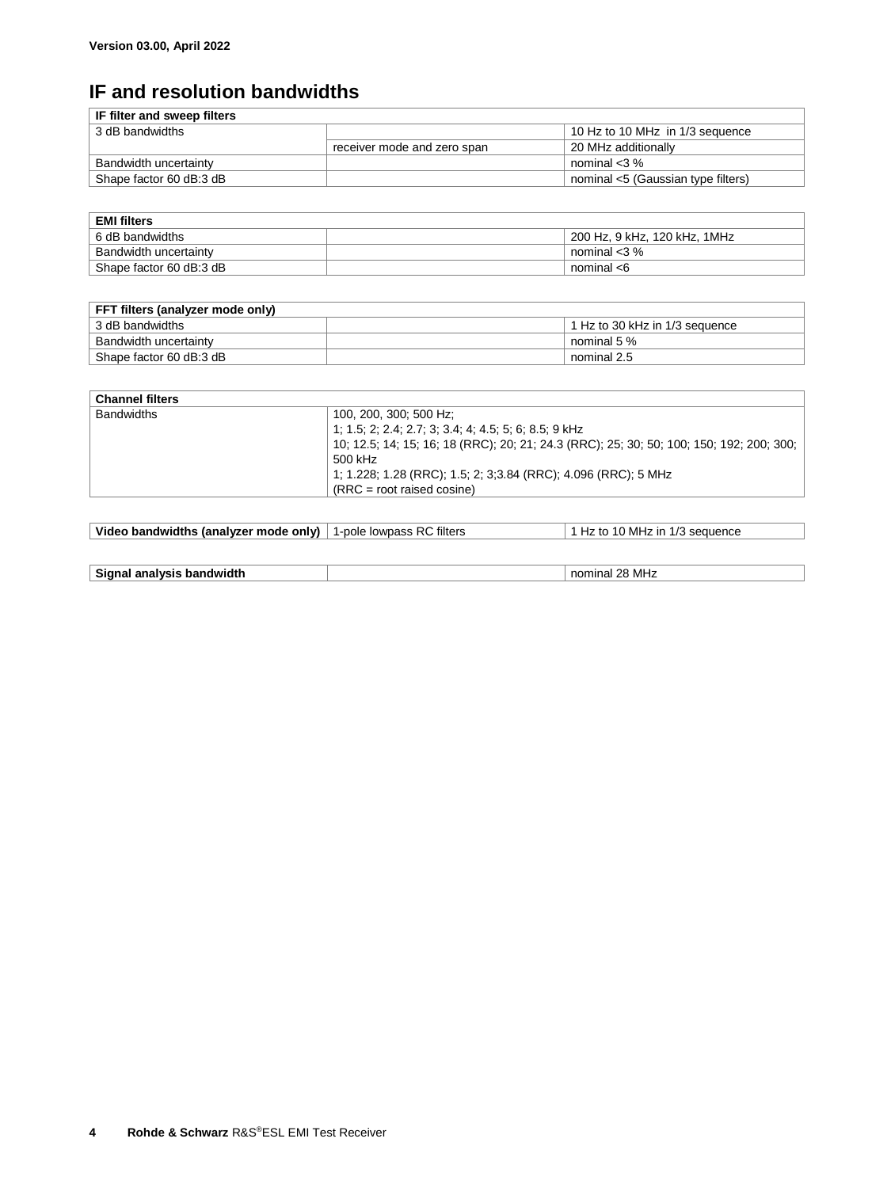# IF and resolution bandwidths

| IF filter and sweep filters | | |
|---|---|---|
| 3 dB bandwidths | | 10 Hz to 10 MHz in 1/3 sequence |
| | receiver mode and zero span | 20 MHz additionally |
| Bandwidth uncertainty | | nominal <3 % |
| Shape factor 60 dB:3 dB | | nominal <5 (Gaussian type filters) |

| EMI filters | | |
|---|---|---|
| 6 dB bandwidths | | 200 Hz, 9 kHz, 120 kHz, 1MHz |
| Bandwidth uncertainty | | nominal <3 % |
| Shape factor 60 dB:3 dB | | nominal <6 |

| FFT filters (analyzer mode only) | | |
|---|---|---|
| 3 dB bandwidths | | 1 Hz to 30 kHz in 1/3 sequence |
| Bandwidth uncertainty | | nominal 5 % |
| Shape factor 60 dB:3 dB | | nominal 2.5 |

| Channel filters | |
|---|---|
| Bandwidths | 100, 200, 300; 500 Hz;<br>1; 1.5; 2; 2.4; 2.7; 3; 3.4; 4; 4.5; 5; 6; 8.5; 9 kHz<br>10; 12.5; 14; 15; 16; 18 (RRC); 20; 21; 24.3 (RRC); 25; 30; 50; 100; 150; 192; 200; 300; 500 kHz<br>1; 1.228; 1.28 (RRC); 1.5; 2; 3;3.84 (RRC); 4.096 (RRC); 5 MHz<br>(RRC = root raised cosine) |

| Video bandwidths (analyzer mode only) | 1-pole lowpass RC filters | 1 Hz to 10 MHz in 1/3 sequence |
|---|---|---|

| Signal analysis bandwidth | | nominal 28 MHz |
|---|---|---|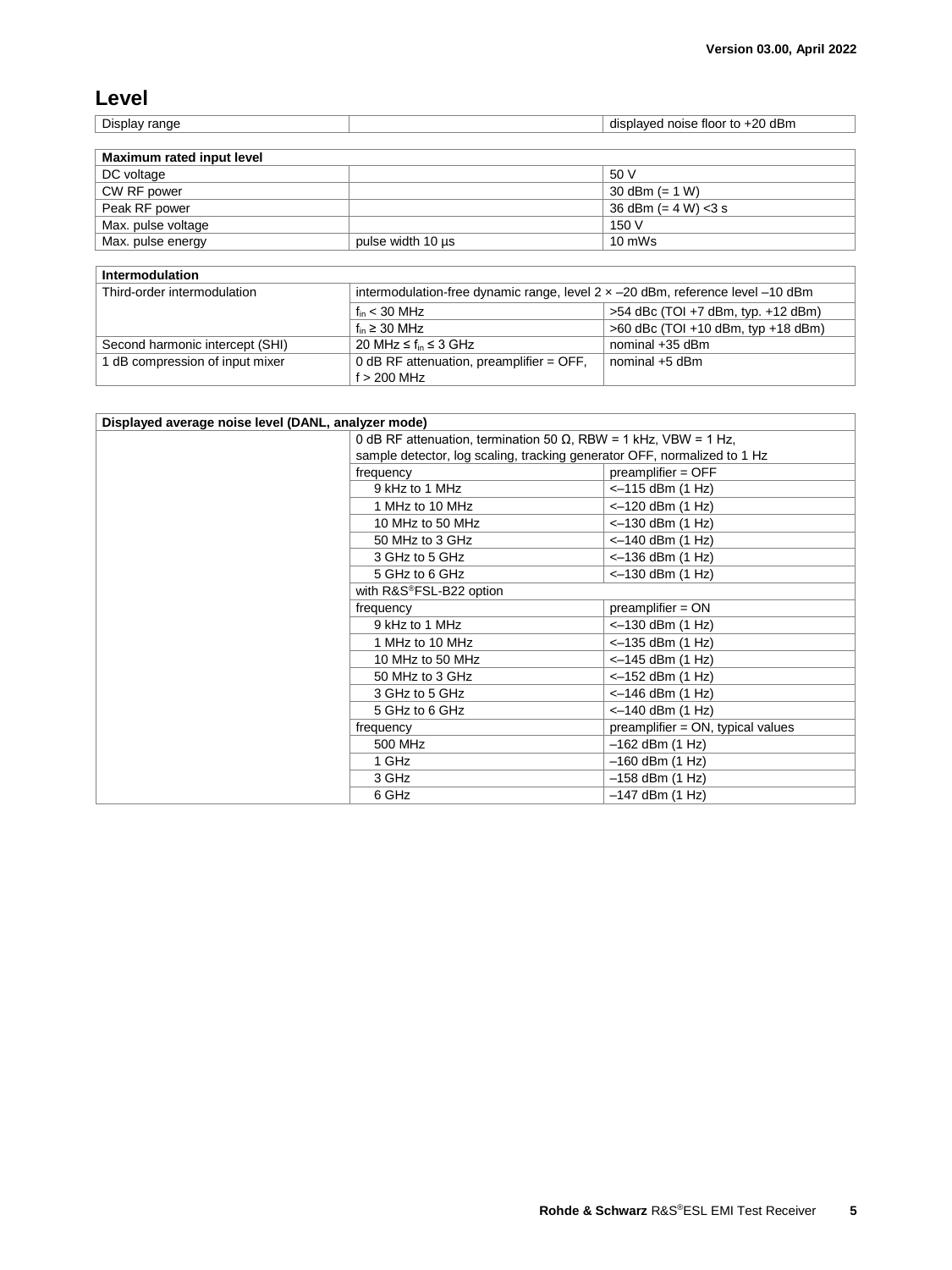## Level

| Display range | | displayed noise floor to +20 dBm |
|---|---|---|

| Maximum rated input level | | |
|---|---|---|
| DC voltage | | 50 V |
| CW RF power | | 30 dBm (= 1 W) |
| Peak RF power | | 36 dBm (= 4 W) <3 s |
| Max. pulse voltage | | 150 V |
| Max. pulse energy | pulse width 10 µs | 10 mWs |

| Intermodulation | | |
|---|---|---|
| Third-order intermodulation | intermodulation-free dynamic range, level 2 × –20 dBm, reference level –10 dBm | |
| | $f_{in}$ < 30 MHz | >54 dBc (TOI +7 dBm, typ. +12 dBm) |
| | $f_{in}$ ≥ 30 MHz | >60 dBc (TOI +10 dBm, typ +18 dBm) |
| Second harmonic intercept (SHI) | 20 MHz ≤ $f_{in}$ ≤ 3 GHz | nominal +35 dBm |
| 1 dB compression of input mixer | 0 dB RF attenuation, preamplifier = OFF, f > 200 MHz | nominal +5 dBm |

| Displayed average noise level (DANL, analyzer mode) | | |
|---|---|---|
| | 0 dB RF attenuation, termination 50 Ω, RBW = 1 kHz, VBW = 1 Hz, sample detector, log scaling, tracking generator OFF, normalized to 1 Hz | |
| | frequency | preamplifier = OFF |
| | 9 kHz to 1 MHz | <–115 dBm (1 Hz) |
| | 1 MHz to 10 MHz | <–120 dBm (1 Hz) |
| | 10 MHz to 50 MHz | <–130 dBm (1 Hz) |
| | 50 MHz to 3 GHz | <–140 dBm (1 Hz) |
| | 3 GHz to 5 GHz | <–136 dBm (1 Hz) |
| | 5 GHz to 6 GHz | <–130 dBm (1 Hz) |
| | with R&S®FSL-B22 option | |
| | frequency | preamplifier = ON |
| | 9 kHz to 1 MHz | <–130 dBm (1 Hz) |
| | 1 MHz to 10 MHz | <–135 dBm (1 Hz) |
| | 10 MHz to 50 MHz | <–145 dBm (1 Hz) |
| | 50 MHz to 3 GHz | <–152 dBm (1 Hz) |
| | 3 GHz to 5 GHz | <–146 dBm (1 Hz) |
| | 5 GHz to 6 GHz | <–140 dBm (1 Hz) |
| | frequency | preamplifier = ON, typical values |
| | 500 MHz | –162 dBm (1 Hz) |
| | 1 GHz | –160 dBm (1 Hz) |
| | 3 GHz | –158 dBm (1 Hz) |
| | 6 GHz | –147 dBm (1 Hz) |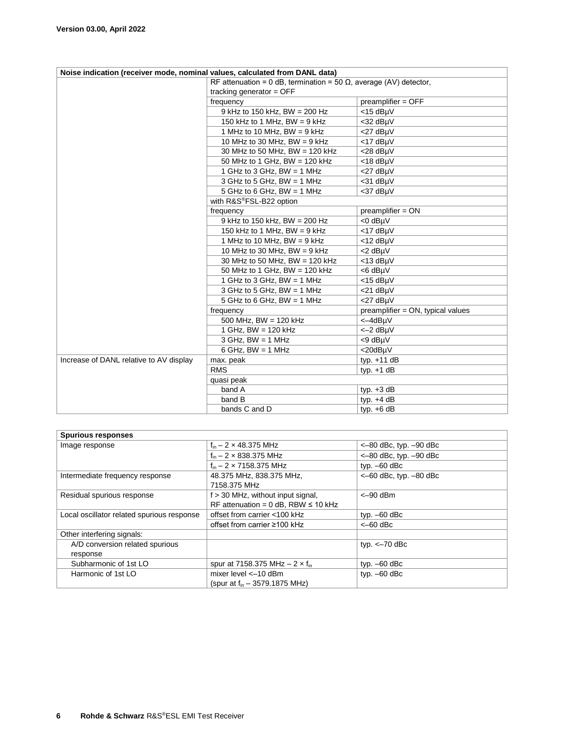| Noise indication (receiver mode, nominal values, calculated from DANL data) | | |
|---|---|---|
| | RF attenuation = 0 dB, termination = 50 Ω, average (AV) detector, tracking generator = OFF | |
| | frequency | preamplifier = OFF |
| | 9 kHz to 150 kHz, BW = 200 Hz | <15 dBµV |
| | 150 kHz to 1 MHz, BW = 9 kHz | <32 dBµV |
| | 1 MHz to 10 MHz, BW = 9 kHz | <27 dBµV |
| | 10 MHz to 30 MHz, BW = 9 kHz | <17 dBµV |
| | 30 MHz to 50 MHz, BW = 120 kHz | <28 dBµV |
| | 50 MHz to 1 GHz, BW = 120 kHz | <18 dBµV |
| | 1 GHz to 3 GHz, BW = 1 MHz | <27 dBµV |
| | 3 GHz to 5 GHz, BW = 1 MHz | <31 dBµV |
| | 5 GHz to 6 GHz, BW = 1 MHz | <37 dBµV |
| | with R&S®FSL-B22 option | |
| | frequency | preamplifier = ON |
| | 9 kHz to 150 kHz, BW = 200 Hz | <0 dBµV |
| | 150 kHz to 1 MHz, BW = 9 kHz | <17 dBµV |
| | 1 MHz to 10 MHz, BW = 9 kHz | <12 dBµV |
| | 10 MHz to 30 MHz, BW = 9 kHz | <2 dBµV |
| | 30 MHz to 50 MHz, BW = 120 kHz | <13 dBµV |
| | 50 MHz to 1 GHz, BW = 120 kHz | <6 dBµV |
| | 1 GHz to 3 GHz, BW = 1 MHz | <15 dBµV |
| | 3 GHz to 5 GHz, BW = 1 MHz | <21 dBµV |
| | 5 GHz to 6 GHz, BW = 1 MHz | <27 dBµV |
| | frequency | preamplifier = ON, typical values |
| | 500 MHz, BW = 120 kHz | <–4dBµV |
| | 1 GHz, BW = 120 kHz | <–2 dBµV |
| | 3 GHz, BW = 1 MHz | <9 dBµV |
| | 6 GHz, BW = 1 MHz | <20dBµV |
| Increase of DANL relative to AV display | max. peak | typ. +11 dB |
| | RMS | typ. +1 dB |
| | quasi peak | |
| | band A | typ. +3 dB |
| | band B | typ. +4 dB |
| | bands C and D | typ. +6 dB |

| Spurious responses | | |
|---|---|---|
| Image response | $f_{in}$ – 2 × 48.375 MHz | <–80 dBc, typ. –90 dBc |
| | $f_{in}$ – 2 × 838.375 MHz | <–80 dBc, typ. –90 dBc |
| | $f_{in}$ – 2 × 7158.375 MHz | typ. –60 dBc |
| Intermediate frequency response | 48.375 MHz, 838.375 MHz, 7158.375 MHz | <–60 dBc, typ. –80 dBc |
| Residual spurious response | f > 30 MHz, without input signal, RF attenuation = 0 dB, RBW ≤ 10 kHz | <–90 dBm |
| Local oscillator related spurious response | offset from carrier <100 kHz | typ. –60 dBc |
| | offset from carrier ≥100 kHz | <–60 dBc |
| Other interfering signals: | | |
| A/D conversion related spurious response | | typ. <–70 dBc |
| Subharmonic of 1st LO | spur at 7158.375 MHz – 2 × $f_{in}$ | typ. –60 dBc |
| Harmonic of 1st LO | mixer level <–10 dBm (spur at $f_{in}$ – 3579.1875 MHz) | typ. –60 dBc |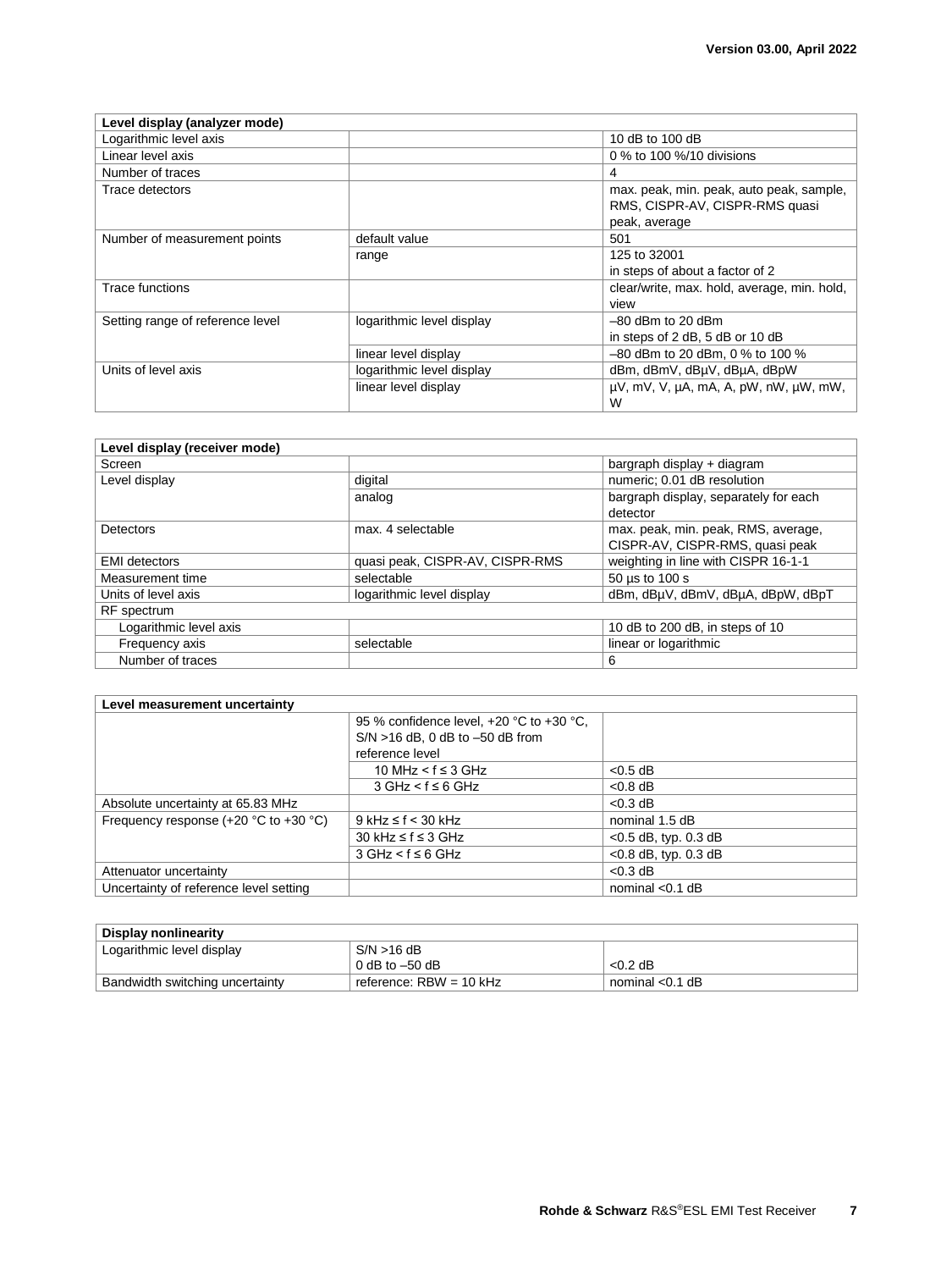| Level display (analyzer mode) | | |
|---|---|---|
| Logarithmic level axis | | 10 dB to 100 dB |
| Linear level axis | | 0 % to 100 %/10 divisions |
| Number of traces | | 4 |
| Trace detectors | | max. peak, min. peak, auto peak, sample, RMS, CISPR-AV, CISPR-RMS quasi peak, average |
| Number of measurement points | default value | 501 |
| | range | 125 to 32001 in steps of about a factor of 2 |
| Trace functions | | clear/write, max. hold, average, min. hold, view |
| Setting range of reference level | logarithmic level display | –80 dBm to 20 dBm in steps of 2 dB, 5 dB or 10 dB |
| | linear level display | –80 dBm to 20 dBm, 0 % to 100 % |
| Units of level axis | logarithmic level display | dBm, dBmV, dBµV, dBµA, dBpW |
| | linear level display | µV, mV, V, µA, mA, A, pW, nW, µW, mW, W |

| Level display (receiver mode) | | |
|---|---|---|
| Screen | | bargraph display + diagram |
| Level display | digital | numeric; 0.01 dB resolution |
| | analog | bargraph display, separately for each detector |
| Detectors | max. 4 selectable | max. peak, min. peak, RMS, average, CISPR-AV, CISPR-RMS, quasi peak |
| EMI detectors | quasi peak, CISPR-AV, CISPR-RMS | weighting in line with CISPR 16-1-1 |
| Measurement time | selectable | 50 µs to 100 s |
| Units of level axis | logarithmic level display | dBm, dBµV, dBmV, dBµA, dBpW, dBpT |
| RF spectrum | | |
| Logarithmic level axis | | 10 dB to 200 dB, in steps of 10 |
| Frequency axis | selectable | linear or logarithmic |
| Number of traces | | 6 |

| Level measurement uncertainty | | |
|---|---|---|
| | 95 % confidence level, +20 °C to +30 °C, S/N >16 dB, 0 dB to –50 dB from reference level | |
| | 10 MHz < f ≤ 3 GHz | <0.5 dB |
| | 3 GHz < f ≤ 6 GHz | <0.8 dB |
| Absolute uncertainty at 65.83 MHz | | <0.3 dB |
| Frequency response (+20 °C to +30 °C) | 9 kHz ≤ f < 30 kHz | nominal 1.5 dB |
| | 30 kHz ≤ f ≤ 3 GHz | <0.5 dB, typ. 0.3 dB |
| | 3 GHz < f ≤ 6 GHz | <0.8 dB, typ. 0.3 dB |
| Attenuator uncertainty | | <0.3 dB |
| Uncertainty of reference level setting | | nominal <0.1 dB |

| Display nonlinearity | | |
|---|---|---|
| Logarithmic level display | S/N >16 dB 0 dB to –50 dB | <0.2 dB |
| Bandwidth switching uncertainty | reference: RBW = 10 kHz | nominal <0.1 dB |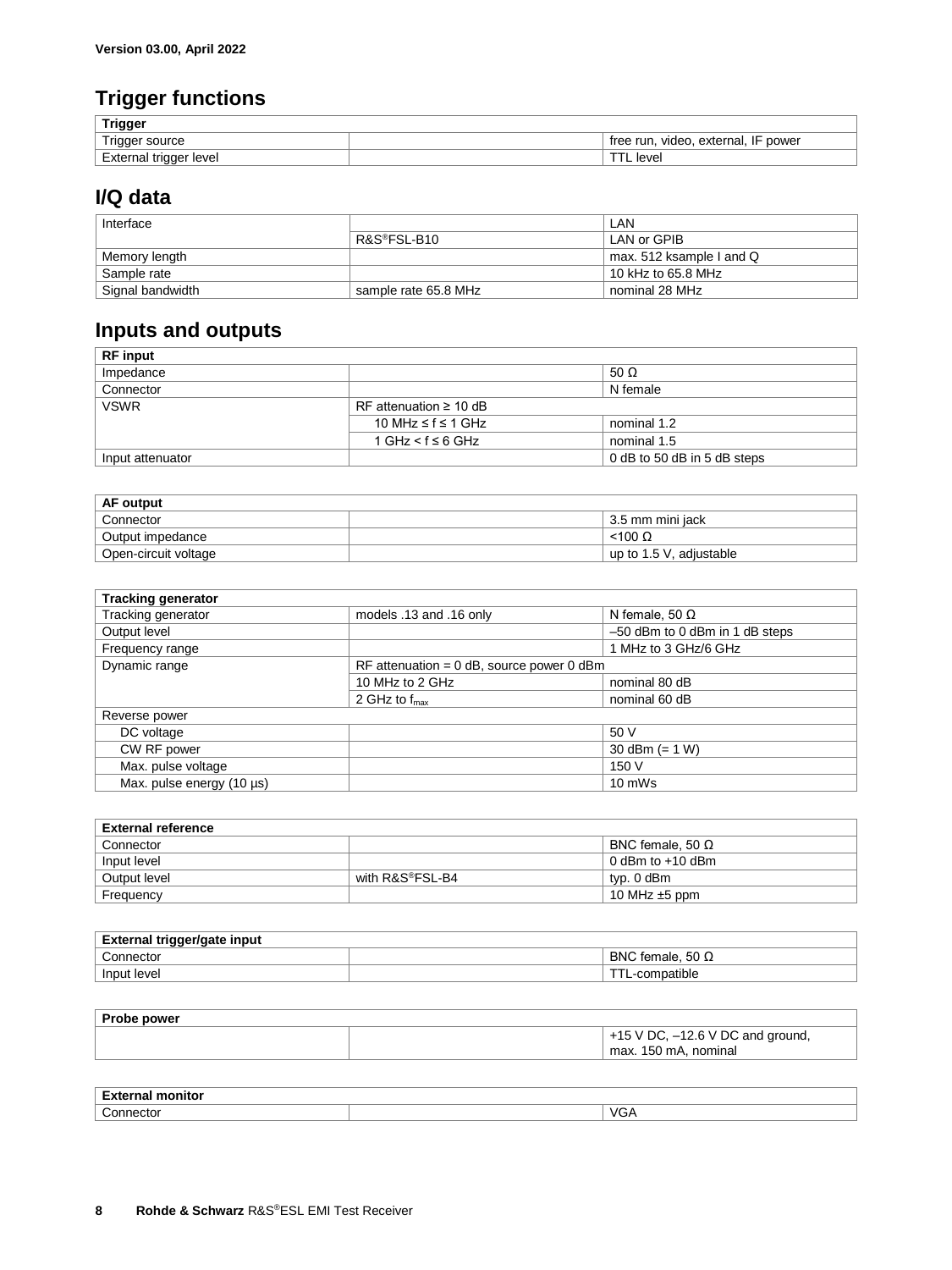## Trigger functions

| Trigger | | |
|---|---|---|
| Trigger source | | free run, video, external, IF power |
| External trigger level | | TTL level |

## I/Q data

| | | |
|---|---|---|
| Interface | | LAN |
| | R&S®FSL-B10 | LAN or GPIB |
| Memory length | | max. 512 ksample I and Q |
| Sample rate | | 10 kHz to 65.8 MHz |
| Signal bandwidth | sample rate 65.8 MHz | nominal 28 MHz |

## Inputs and outputs

| RF input | | |
|---|---|---|
| Impedance | | 50 Ω |
| Connector | | N female |
| VSWR | RF attenuation ≥ 10 dB | |
| | 10 MHz ≤ f ≤ 1 GHz | nominal 1.2 |
| | 1 GHz < f ≤ 6 GHz | nominal 1.5 |
| Input attenuator | | 0 dB to 50 dB in 5 dB steps |

| AF output | | |
|---|---|---|
| Connector | | 3.5 mm mini jack |
| Output impedance | | <100 Ω |
| Open-circuit voltage | | up to 1.5 V, adjustable |

| Tracking generator | | |
|---|---|---|
| Tracking generator | models .13 and .16 only | N female, 50 Ω |
| Output level | | –50 dBm to 0 dBm in 1 dB steps |
| Frequency range | | 1 MHz to 3 GHz/6 GHz |
| Dynamic range | RF attenuation = 0 dB, source power 0 dBm | |
| | 10 MHz to 2 GHz | nominal 80 dB |
| | 2 GHz to $f_{max}$ | nominal 60 dB |
| Reverse power | | |
| DC voltage | | 50 V |
| CW RF power | | 30 dBm (= 1 W) |
| Max. pulse voltage | | 150 V |
| Max. pulse energy (10 µs) | | 10 mWs |

| External reference | | |
|---|---|---|
| Connector | | BNC female, 50 Ω |
| Input level | | 0 dBm to +10 dBm |
| Output level | with R&S®FSL-B4 | typ. 0 dBm |
| Frequency | | 10 MHz ±5 ppm |

| External trigger/gate input | | |
|---|---|---|
| Connector | | BNC female, 50 Ω |
| Input level | | TTL-compatible |

| Probe power | | |
|---|---|---|
| | | +15 V DC, –12.6 V DC and ground, max. 150 mA, nominal |

| External monitor | | |
|---|---|---|
| Connector | | VGA |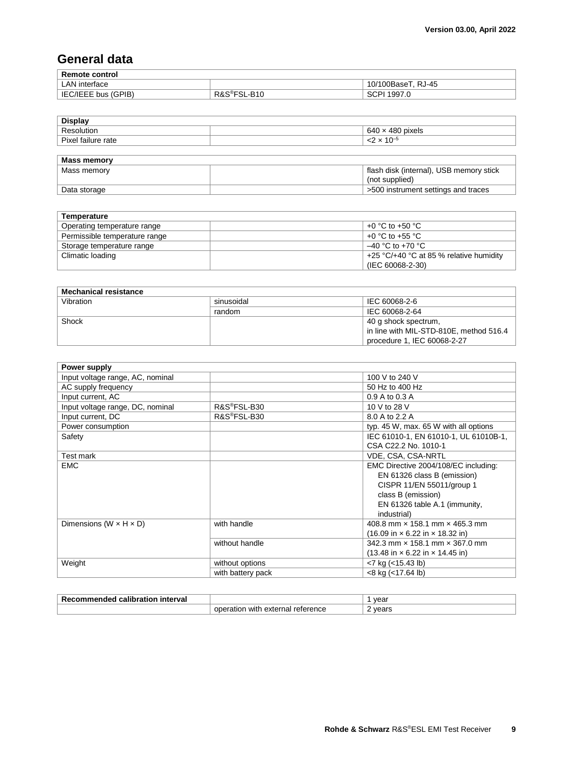# General data

| Remote control | | |
|---|---|---|
| LAN interface | | 10/100BaseT, RJ-45 |
| IEC/IEEE bus (GPIB) | R&S®FSL-B10 | SCPI 1997.0 |

| Display | | |
|---|---|---|
| Resolution | | 640 × 480 pixels |
| Pixel failure rate | | $<2 \times 10^{-5}$ |

| Mass memory | | |
|---|---|---|
| Mass memory | | flash disk (internal), USB memory stick (not supplied) |
| Data storage | | >500 instrument settings and traces |

| Temperature | | |
|---|---|---|
| Operating temperature range | | +0 °C to +50 °C |
| Permissible temperature range | | +0 °C to +55 °C |
| Storage temperature range | | –40 °C to +70 °C |
| Climatic loading | | +25 °C/+40 °C at 85 % relative humidity (IEC 60068-2-30) |

| Mechanical resistance | | |
|---|---|---|
| Vibration | sinusoidal | IEC 60068-2-6 |
| | random | IEC 60068-2-64 |
| Shock | | 40 g shock spectrum, in line with MIL-STD-810E, method 516.4 procedure 1, IEC 60068-2-27 |

| Power supply | | |
|---|---|---|
| Input voltage range, AC, nominal | | 100 V to 240 V |
| AC supply frequency | | 50 Hz to 400 Hz |
| Input current, AC | | 0.9 A to 0.3 A |
| Input voltage range, DC, nominal | R&S®FSL-B30 | 10 V to 28 V |
| Input current, DC | R&S®FSL-B30 | 8.0 A to 2.2 A |
| Power consumption | | typ. 45 W, max. 65 W with all options |
| Safety | | IEC 61010-1, EN 61010-1, UL 61010B-1, CSA C22.2 No. 1010-1 |
| Test mark | | VDE, CSA, CSA-NRTL |
| EMC | | EMC Directive 2004/108/EC including: EN 61326 class B (emission) CISPR 11/EN 55011/group 1 class B (emission) EN 61326 table A.1 (immunity, industrial) |
| Dimensions (W × H × D) | with handle | 408.8 mm × 158.1 mm × 465.3 mm (16.09 in × 6.22 in × 18.32 in) |
| | without handle | 342.3 mm × 158.1 mm × 367.0 mm (13.48 in × 6.22 in × 14.45 in) |
| Weight | without options | <7 kg (<15.43 lb) |
| | with battery pack | <8 kg (<17.64 lb) |

| Recommended calibration interval | | 1 year |
|---|---|---|
| | operation with external reference | 2 years |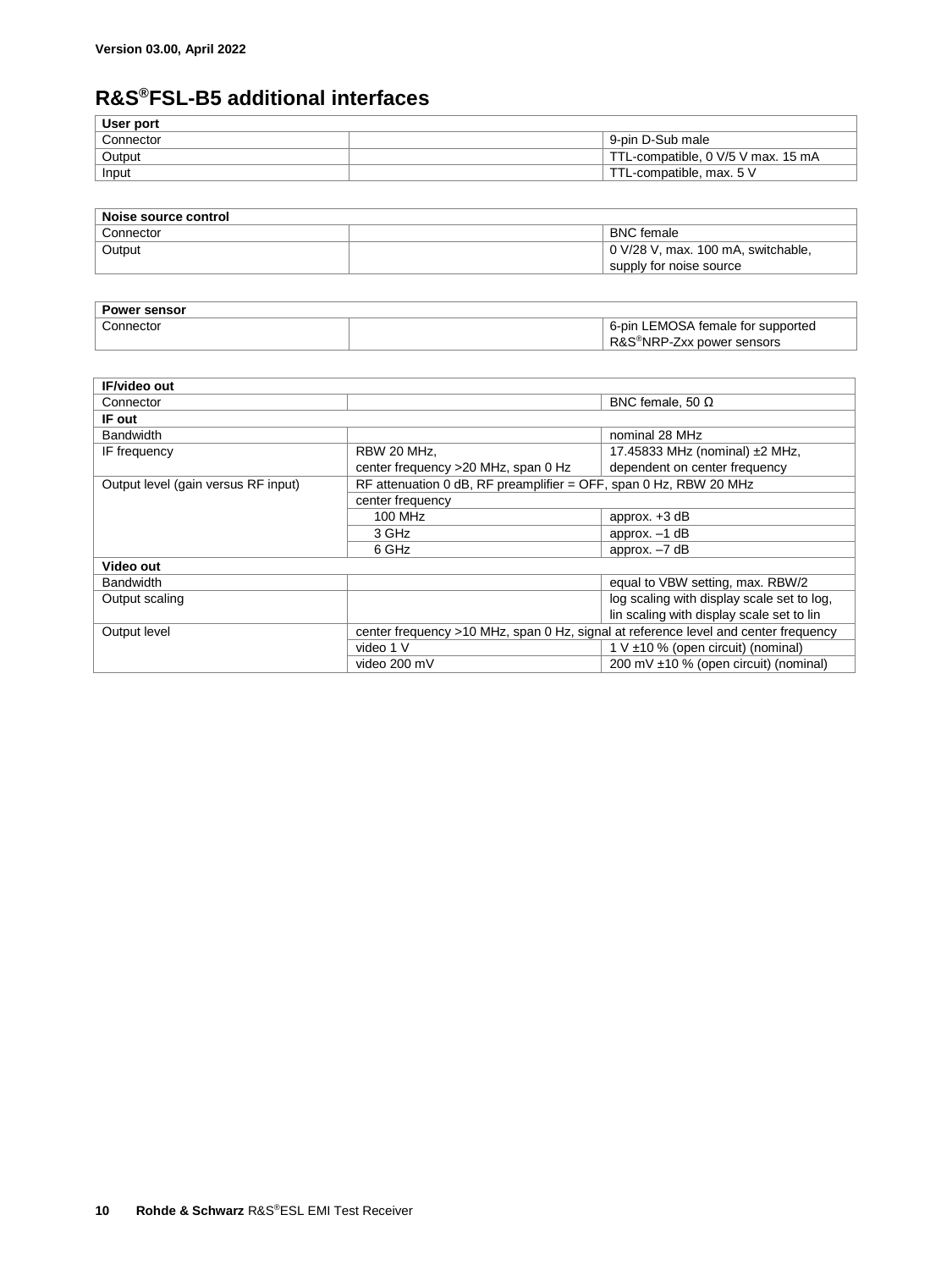Version 03.00, April 2022

## R&S®FSL-B5 additional interfaces

| User port | | |
|---|---|---|
| Connector | | 9-pin D-Sub male |
| Output | | TTL-compatible, 0 V/5 V max. 15 mA |
| Input | | TTL-compatible, max. 5 V |

| Noise source control | | |
|---|---|---|
| Connector | | BNC female |
| Output | | 0 V/28 V, max. 100 mA, switchable, supply for noise source |

| Power sensor | | |
|---|---|---|
| Connector | | 6-pin LEMOSA female for supported R&S®NRP-Zxx power sensors |

| IF/video out | | |
|---|---|---|
| Connector | | BNC female, 50 Ω |
| **IF out** | | |
| Bandwidth | | nominal 28 MHz |
| IF frequency | RBW 20 MHz, center frequency >20 MHz, span 0 Hz | 17.45833 MHz (nominal) ±2 MHz, dependent on center frequency |
| Output level (gain versus RF input) | RF attenuation 0 dB, RF preamplifier = OFF, span 0 Hz, RBW 20 MHz | |
| | center frequency | |
| | 100 MHz | approx. +3 dB |
| | 3 GHz | approx. –1 dB |
| | 6 GHz | approx. –7 dB |
| **Video out** | | |
| Bandwidth | | equal to VBW setting, max. RBW/2 |
| Output scaling | | log scaling with display scale set to log, lin scaling with display scale set to lin |
| Output level | center frequency >10 MHz, span 0 Hz, signal at reference level and center frequency | |
| | video 1 V | 1 V ±10 % (open circuit) (nominal) |
| | video 200 mV | 200 mV ±10 % (open circuit) (nominal) |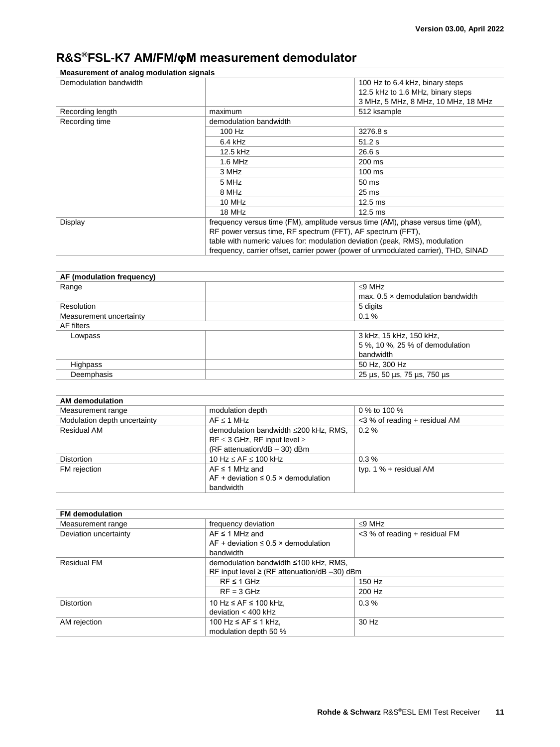# R&S®FSL-K7 AM/FM/φM measurement demodulator

| Measurement of analog modulation signals | | |
|---|---|---|
| Demodulation bandwidth | | 100 Hz to 6.4 kHz, binary steps<br>12.5 kHz to 1.6 MHz, binary steps<br>3 MHz, 5 MHz, 8 MHz, 10 MHz, 18 MHz |
| Recording length | maximum | 512 ksample |
| Recording time | demodulation bandwidth | |
| | 100 Hz | 3276.8 s |
| | 6.4 kHz | 51.2 s |
| | 12.5 kHz | 26.6 s |
| | 1.6 MHz | 200 ms |
| | 3 MHz | 100 ms |
| | 5 MHz | 50 ms |
| | 8 MHz | 25 ms |
| | 10 MHz | 12.5 ms |
| | 18 MHz | 12.5 ms |
| Display | frequency versus time (FM), amplitude versus time (AM), phase versus time (φM),<br>RF power versus time, RF spectrum (FFT), AF spectrum (FFT),<br>table with numeric values for: modulation deviation (peak, RMS), modulation frequency, carrier offset, carrier power (power of unmodulated carrier), THD, SINAD | |

| AF (modulation frequency) | | |
|---|---|---|
| Range | | ≤9 MHz<br>max. 0.5 × demodulation bandwidth |
| Resolution | | 5 digits |
| Measurement uncertainty | | 0.1 % |
| AF filters | | |
| Lowpass | | 3 kHz, 15 kHz, 150 kHz,<br>5 %, 10 %, 25 % of demodulation bandwidth |
| Highpass | | 50 Hz, 300 Hz |
| Deemphasis | | 25 µs, 50 µs, 75 µs, 750 µs |

| AM demodulation | | |
|---|---|---|
| Measurement range | modulation depth | 0 % to 100 % |
| Modulation depth uncertainty | AF ≤ 1 MHz | <3 % of reading + residual AM |
| Residual AM | demodulation bandwidth ≤200 kHz, RMS,<br>RF ≤ 3 GHz, RF input level ≥ (RF attenuation/dB – 30) dBm | 0.2 % |
| Distortion | 10 Hz ≤ AF ≤ 100 kHz | 0.3 % |
| FM rejection | AF ≤ 1 MHz and<br>AF + deviation ≤ 0.5 × demodulation bandwidth | typ. 1 % + residual AM |

| FM demodulation | | |
|---|---|---|
| Measurement range | frequency deviation | ≤9 MHz |
| Deviation uncertainty | AF ≤ 1 MHz and<br>AF + deviation ≤ 0.5 × demodulation bandwidth | <3 % of reading + residual FM |
| Residual FM | demodulation bandwidth ≤100 kHz, RMS,<br>RF input level ≥ (RF attenuation/dB –30) dBm | |
| | RF ≤ 1 GHz | 150 Hz |
| | RF = 3 GHz | 200 Hz |
| Distortion | 10 Hz ≤ AF ≤ 100 kHz,<br>deviation < 400 kHz | 0.3 % |
| AM rejection | 100 Hz ≤ AF ≤ 1 kHz,<br>modulation depth 50 % | 30 Hz |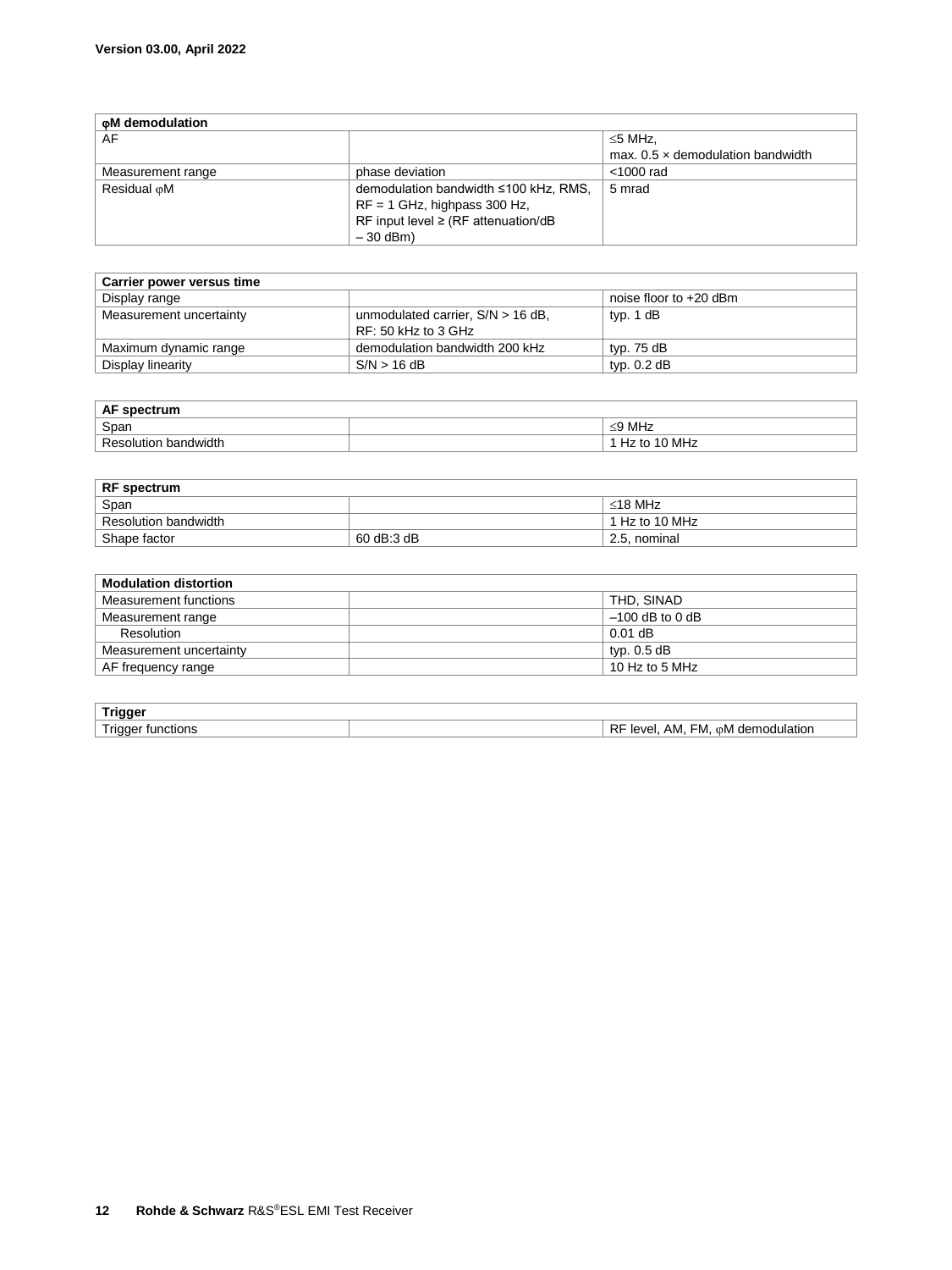| φM demodulation | | |
|---|---|---|
| AF | | ≤5 MHz,<br>max. 0.5 × demodulation bandwidth |
| Measurement range | phase deviation | <1000 rad |
| Residual φM | demodulation bandwidth ≤100 kHz, RMS,<br>RF = 1 GHz, highpass 300 Hz,<br>RF input level ≥ (RF attenuation/dB<br>– 30 dBm) | 5 mrad |

| Carrier power versus time | | |
|---|---|---|
| Display range | | noise floor to +20 dBm |
| Measurement uncertainty | unmodulated carrier, S/N > 16 dB,<br>RF: 50 kHz to 3 GHz | typ. 1 dB |
| Maximum dynamic range | demodulation bandwidth 200 kHz | typ. 75 dB |
| Display linearity | S/N > 16 dB | typ. 0.2 dB |

| AF spectrum | | |
|---|---|---|
| Span | | ≤9 MHz |
| Resolution bandwidth | | 1 Hz to 10 MHz |

| RF spectrum | | |
|---|---|---|
| Span | | ≤18 MHz |
| Resolution bandwidth | | 1 Hz to 10 MHz |
| Shape factor | 60 dB:3 dB | 2.5, nominal |

| Modulation distortion | | |
|---|---|---|
| Measurement functions | | THD, SINAD |
| Measurement range | | –100 dB to 0 dB |
| Resolution | | 0.01 dB |
| Measurement uncertainty | | typ. 0.5 dB |
| AF frequency range | | 10 Hz to 5 MHz |

| Trigger | | |
|---|---|---|
| Trigger functions | | RF level, AM, FM, φM demodulation |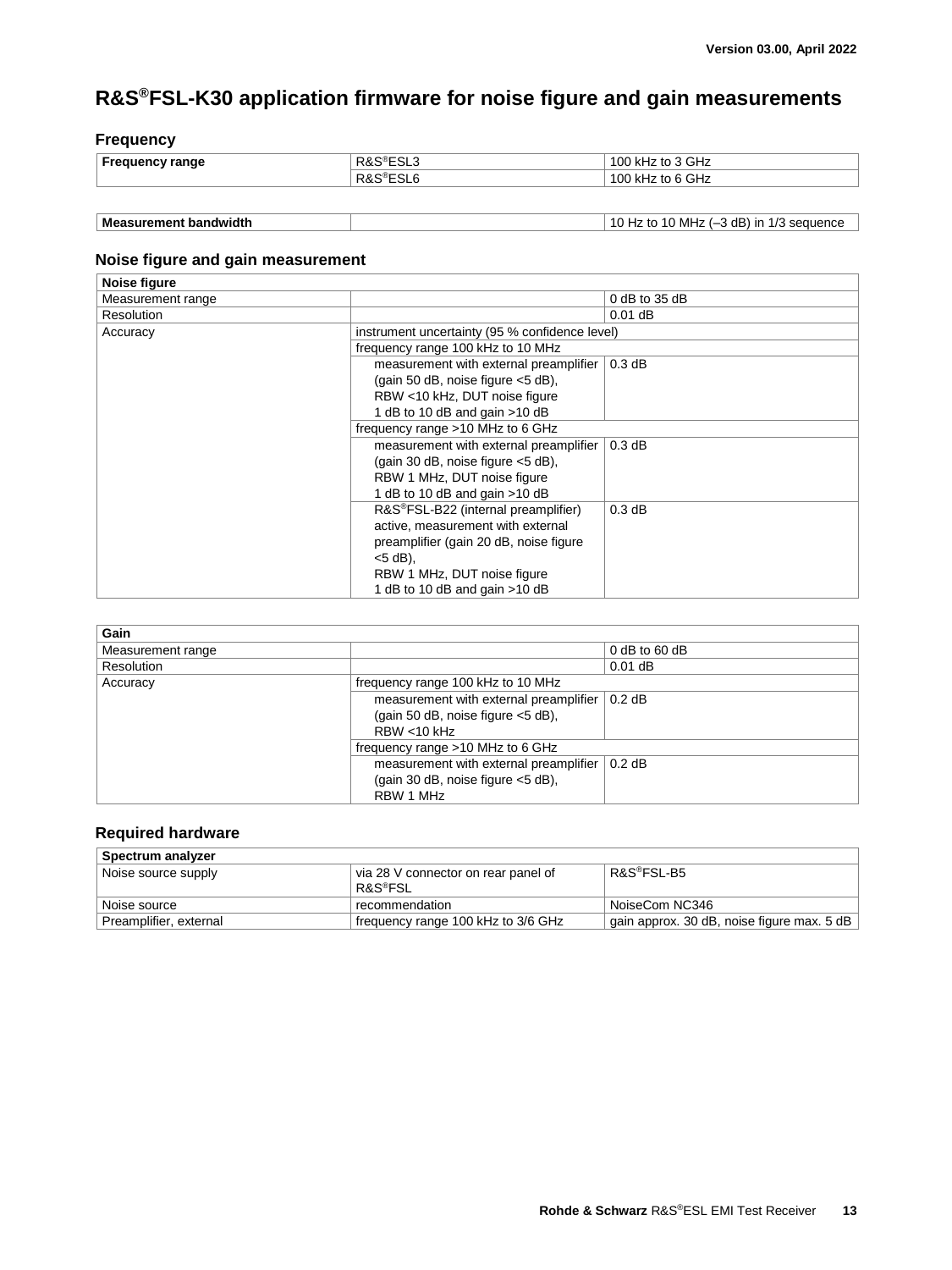# R&S®FSL-K30 application firmware for noise figure and gain measurements

## Frequency

| Frequency range | R&S®ESL3 | 100 kHz to 3 GHz |
|---|---|---|
| | R&S®ESL6 | 100 kHz to 6 GHz |

| Measurement bandwidth | | 10 Hz to 10 MHz (–3 dB) in 1/3 sequence |
|---|---|---|

## Noise figure and gain measurement

| Noise figure | | |
|---|---|---|
| Measurement range | | 0 dB to 35 dB |
| Resolution | | 0.01 dB |
| Accuracy | instrument uncertainty (95 % confidence level) | |
| | frequency range 100 kHz to 10 MHz | |
| | measurement with external preamplifier (gain 50 dB, noise figure <5 dB), RBW <10 kHz, DUT noise figure 1 dB to 10 dB and gain >10 dB | 0.3 dB |
| | frequency range >10 MHz to 6 GHz | |
| | measurement with external preamplifier (gain 30 dB, noise figure <5 dB), RBW 1 MHz, DUT noise figure 1 dB to 10 dB and gain >10 dB | 0.3 dB |
| | R&S®FSL-B22 (internal preamplifier) active, measurement with external preamplifier (gain 20 dB, noise figure <5 dB), RBW 1 MHz, DUT noise figure 1 dB to 10 dB and gain >10 dB | 0.3 dB |

| Gain | | |
|---|---|---|
| Measurement range | | 0 dB to 60 dB |
| Resolution | | 0.01 dB |
| Accuracy | frequency range 100 kHz to 10 MHz | |
| | measurement with external preamplifier (gain 50 dB, noise figure <5 dB), RBW <10 kHz | 0.2 dB |
| | frequency range >10 MHz to 6 GHz | |
| | measurement with external preamplifier (gain 30 dB, noise figure <5 dB), RBW 1 MHz | 0.2 dB |

## Required hardware

| Spectrum analyzer | | |
|---|---|---|
| Noise source supply | via 28 V connector on rear panel of R&S®FSL | R&S®FSL-B5 |
| Noise source | recommendation | NoiseCom NC346 |
| Preamplifier, external | frequency range 100 kHz to 3/6 GHz | gain approx. 30 dB, noise figure max. 5 dB |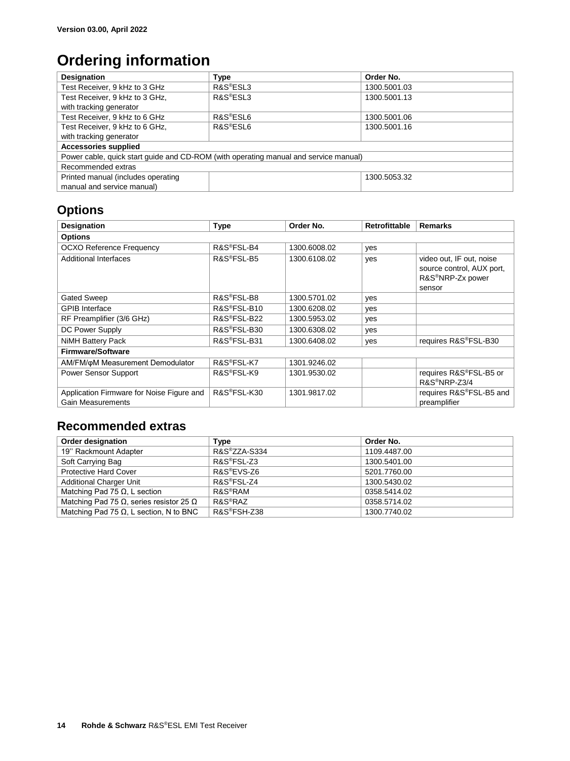Version 03.00, April 2022

# Ordering information

| Designation | Type | Order No. |
|---|---|---|
| Test Receiver, 9 kHz to 3 GHz | R&S®ESL3 | 1300.5001.03 |
| Test Receiver, 9 kHz to 3 GHz, with tracking generator | R&S®ESL3 | 1300.5001.13 |
| Test Receiver, 9 kHz to 6 GHz | R&S®ESL6 | 1300.5001.06 |
| Test Receiver, 9 kHz to 6 GHz, with tracking generator | R&S®ESL6 | 1300.5001.16 |
| **Accessories supplied** | | |
| Power cable, quick start guide and CD-ROM (with operating manual and service manual) | | |
| Recommended extras | | |
| Printed manual (includes operating manual and service manual) | | 1300.5053.32 |

## Options

| Designation | Type | Order No. | Retrofittable | Remarks |
|---|---|---|---|---|
| **Options** | | | | |
| OCXO Reference Frequency | R&S®FSL-B4 | 1300.6008.02 | yes | |
| Additional Interfaces | R&S®FSL-B5 | 1300.6108.02 | yes | video out, IF out, noise source control, AUX port, R&S®NRP-Zx power sensor |
| Gated Sweep | R&S®FSL-B8 | 1300.5701.02 | yes | |
| GPIB Interface | R&S®FSL-B10 | 1300.6208.02 | yes | |
| RF Preamplifier (3/6 GHz) | R&S®FSL-B22 | 1300.5953.02 | yes | |
| DC Power Supply | R&S®FSL-B30 | 1300.6308.02 | yes | |
| NiMH Battery Pack | R&S®FSL-B31 | 1300.6408.02 | yes | requires R&S®FSL-B30 |
| **Firmware/Software** | | | | |
| AM/FM/φM Measurement Demodulator | R&S®FSL-K7 | 1301.9246.02 | | |
| Power Sensor Support | R&S®FSL-K9 | 1301.9530.02 | | requires R&S®FSL-B5 or R&S®NRP-Z3/4 |
| Application Firmware for Noise Figure and Gain Measurements | R&S®FSL-K30 | 1301.9817.02 | | requires R&S®FSL-B5 and preamplifier |

## Recommended extras

| Order designation | Type | Order No. |
|---|---|---|
| 19'' Rackmount Adapter | R&S®ZZA-S334 | 1109.4487.00 |
| Soft Carrying Bag | R&S®FSL-Z3 | 1300.5401.00 |
| Protective Hard Cover | R&S®EVS-Z6 | 5201.7760.00 |
| Additional Charger Unit | R&S®FSL-Z4 | 1300.5430.02 |
| Matching Pad 75 Ω, L section | R&S®RAM | 0358.5414.02 |
| Matching Pad 75 Ω, series resistor 25 Ω | R&S®RAZ | 0358.5714.02 |
| Matching Pad 75 Ω, L section, N to BNC | R&S®FSH-Z38 | 1300.7740.02 |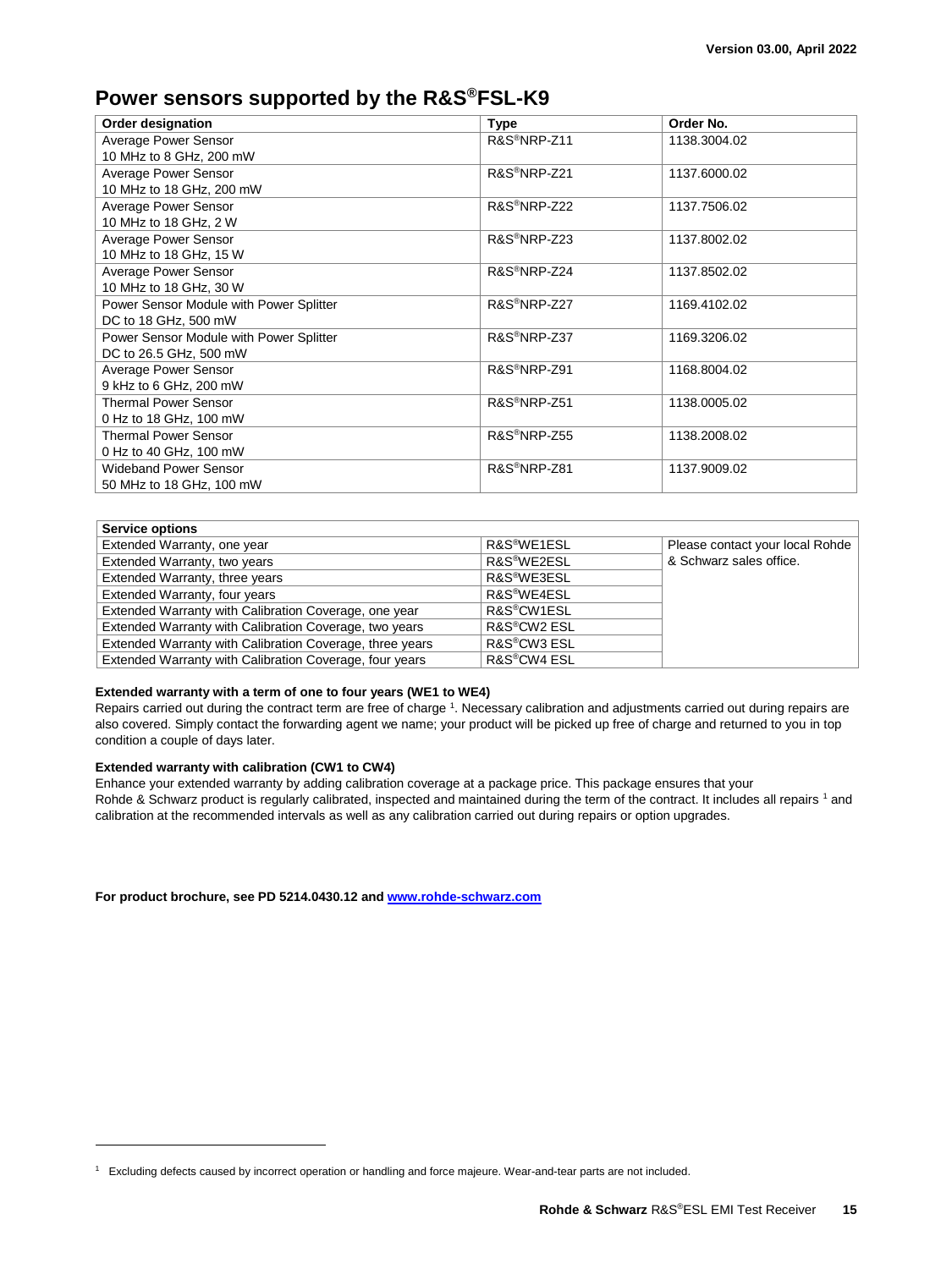## Power sensors supported by the R&S®FSL-K9

| Order designation | Type | Order No. |
|---|---|---|
| Average Power Sensor<br>10 MHz to 8 GHz, 200 mW | R&S®NRP-Z11 | 1138.3004.02 |
| Average Power Sensor<br>10 MHz to 18 GHz, 200 mW | R&S®NRP-Z21 | 1137.6000.02 |
| Average Power Sensor<br>10 MHz to 18 GHz, 2 W | R&S®NRP-Z22 | 1137.7506.02 |
| Average Power Sensor<br>10 MHz to 18 GHz, 15 W | R&S®NRP-Z23 | 1137.8002.02 |
| Average Power Sensor<br>10 MHz to 18 GHz, 30 W | R&S®NRP-Z24 | 1137.8502.02 |
| Power Sensor Module with Power Splitter<br>DC to 18 GHz, 500 mW | R&S®NRP-Z27 | 1169.4102.02 |
| Power Sensor Module with Power Splitter<br>DC to 26.5 GHz, 500 mW | R&S®NRP-Z37 | 1169.3206.02 |
| Average Power Sensor<br>9 kHz to 6 GHz, 200 mW | R&S®NRP-Z91 | 1168.8004.02 |
| Thermal Power Sensor<br>0 Hz to 18 GHz, 100 mW | R&S®NRP-Z51 | 1138.0005.02 |
| Thermal Power Sensor<br>0 Hz to 40 GHz, 100 mW | R&S®NRP-Z55 | 1138.2008.02 |
| Wideband Power Sensor<br>50 MHz to 18 GHz, 100 mW | R&S®NRP-Z81 | 1137.9009.02 |

| Service options | | |
|---|---|---|
| Extended Warranty, one year | R&S®WE1ESL | Please contact your local Rohde & Schwarz sales office. |
| Extended Warranty, two years | R&S®WE2ESL | |
| Extended Warranty, three years | R&S®WE3ESL | |
| Extended Warranty, four years | R&S®WE4ESL | |
| Extended Warranty with Calibration Coverage, one year | R&S®CW1ESL | |
| Extended Warranty with Calibration Coverage, two years | R&S®CW2 ESL | |
| Extended Warranty with Calibration Coverage, three years | R&S®CW3 ESL | |
| Extended Warranty with Calibration Coverage, four years | R&S®CW4 ESL | |

**Extended warranty with a term of one to four years (WE1 to WE4)**

Repairs carried out during the contract term are free of charge [1]. Necessary calibration and adjustments carried out during repairs are also covered. Simply contact the forwarding agent we name; your product will be picked up free of charge and returned to you in top condition a couple of days later.

**Extended warranty with calibration (CW1 to CW4)**

Enhance your extended warranty by adding calibration coverage at a package price. This package ensures that your Rohde & Schwarz product is regularly calibrated, inspected and maintained during the term of the contract. It includes all repairs [1] and calibration at the recommended intervals as well as any calibration carried out during repairs or option upgrades.

**For product brochure, see PD 5214.0430.12 and [www.rohde-schwarz.com](http://www.rohde-schwarz.com)**

[1] Excluding defects caused by incorrect operation or handling and force majeure. Wear-and-tear parts are not included.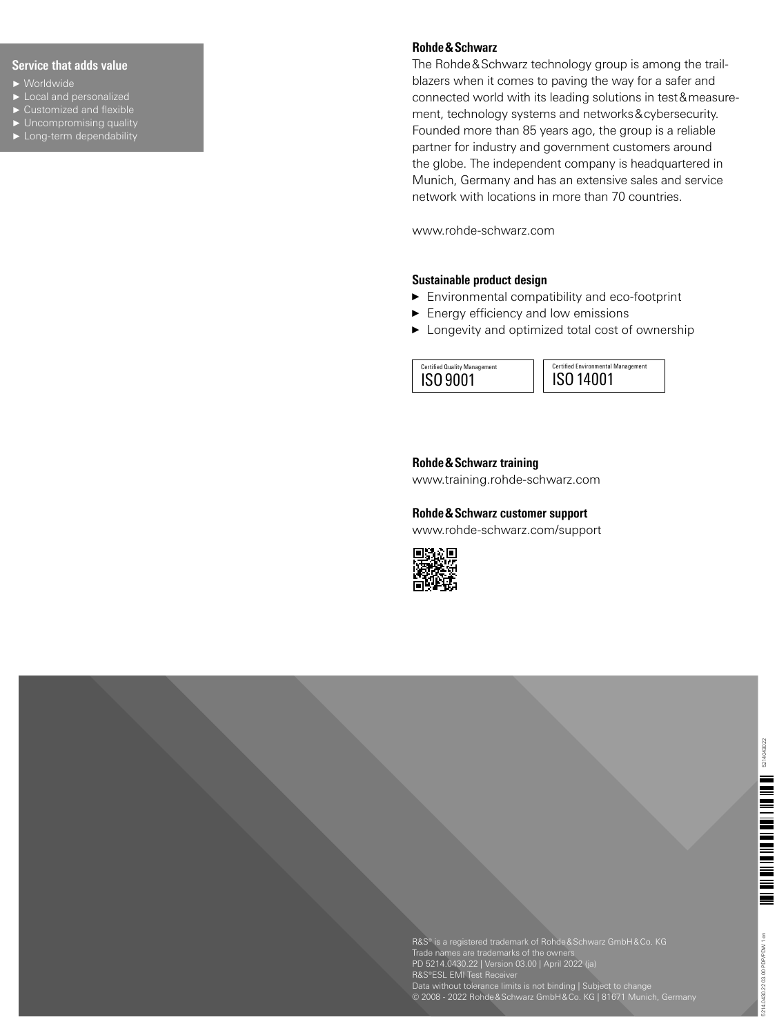### Service that adds value

- ► Worldwide
- ► Local and personalized
- ► Customized and flexible
- ► Uncompromising quality
- ► Long-term dependability

### Rohde&Schwarz

The Rohde&Schwarz technology group is among the trailblazers when it comes to paving the way for a safer and connected world with its leading solutions in test&measurement, technology systems and networks&cybersecurity. Founded more than 85 years ago, the group is a reliable partner for industry and government customers around the globe. The independent company is headquartered in Munich, Germany and has an extensive sales and service network with locations in more than 70 countries.

www.rohde-schwarz.com

### Sustainable product design

- ► Environmental compatibility and eco-footprint
- ► Energy efficiency and low emissions
- ► Longevity and optimized total cost of ownership

Certified Quality Management
ISO 9001

Certified Environmental Management
ISO 14001

### Rohde&Schwarz training

www.training.rohde-schwarz.com

### Rohde&Schwarz customer support

www.rohde-schwarz.com/support

R&S® is a registered trademark of Rohde&Schwarz GmbH&Co. KG
Trade names are trademarks of the owners
PD 5214.0430.22 | Version 03.00 | April 2022 (ja)
R&S®ESL EMI Test Receiver
Data without tolerance limits is not binding | Subject to change
© 2008 - 2022 Rohde&Schwarz GmbH&Co. KG | 81671 Munich, Germany

5214043022

5214.0430.22 03.00 PDP/PDW 1 en